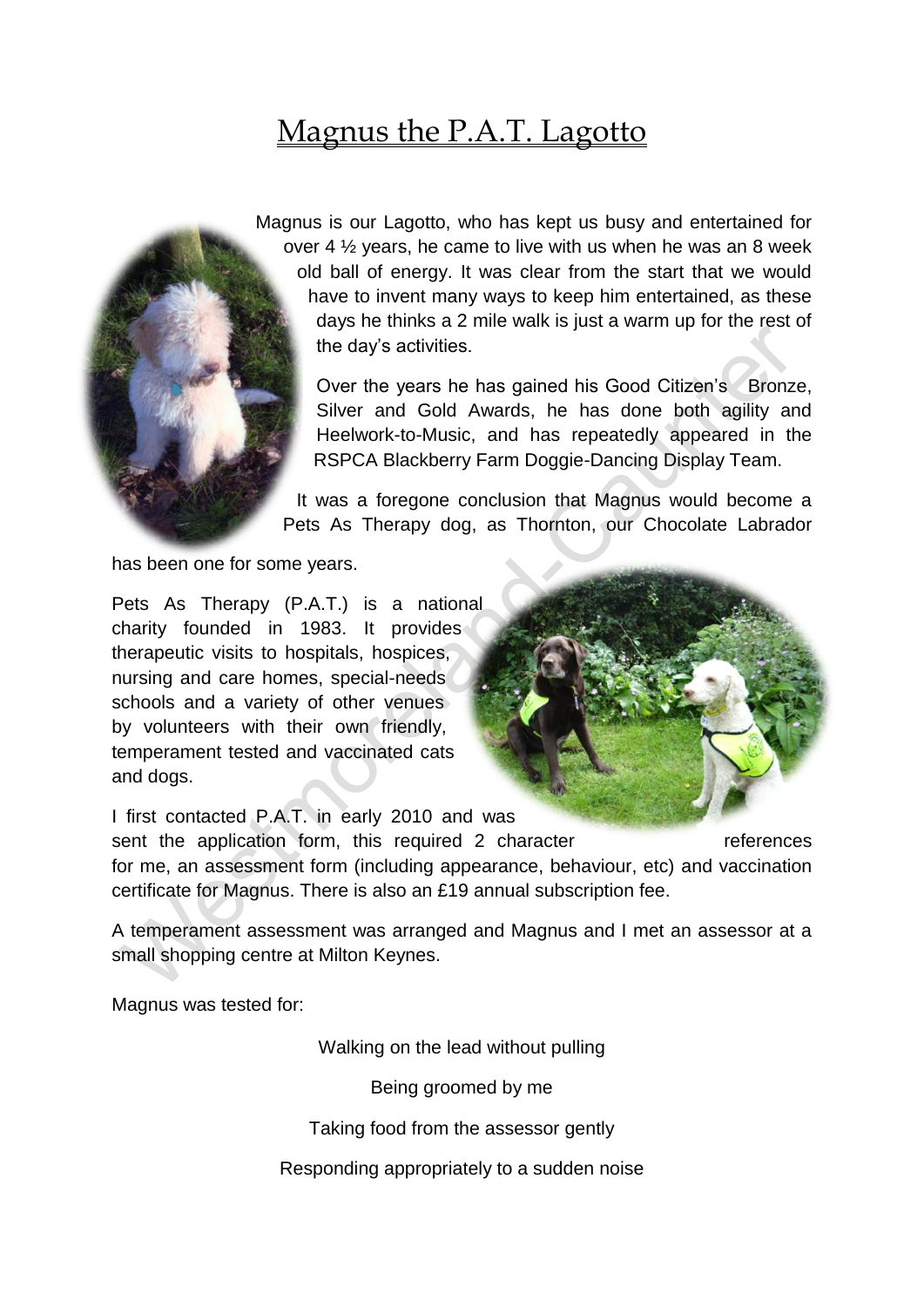# Magnus the P.A.T. Lagotto

Magnus is our Lagotto, who has kept us busy and entertained for over 4 ½ years, he came to live with us when he was an 8 week old ball of energy. It was clear from the start that we would have to invent many ways to keep him entertained, as these days he thinks a 2 mile walk is just a warm up for the rest of the day's activities.

Over the years he has gained his Good Citizen's Bronze, Silver and Gold Awards, he has done both agility and Heelwork-to-Music, and has repeatedly appeared in the RSPCA Blackberry Farm Doggie-Dancing Display Team.

It was a foregone conclusion that Magnus would become a Pets As Therapy dog, as Thornton, our Chocolate Labrador has been one for some years.

Pets As Therapy (P.A.T.) is a national charity founded in 1983. It provides therapeutic visits to hospitals, hospices, nursing and care homes, special-needs schools and a variety of other venues by volunteers with their own friendly, temperament tested and vaccinated cats and dogs.

I first contacted P.A.T. in early 2010 and was sent the application form, this required 2 character references for me, an assessment form (including appearance, behaviour, etc) and vaccination certificate for Magnus. There is also an £19 annual subscription fee.

A temperament assessment was arranged and Magnus and I met an assessor at a small shopping centre at Milton Keynes.

Magnus was tested for:

Walking on the lead without pulling

Being groomed by me

Taking food from the assessor gently

Responding appropriately to a sudden noise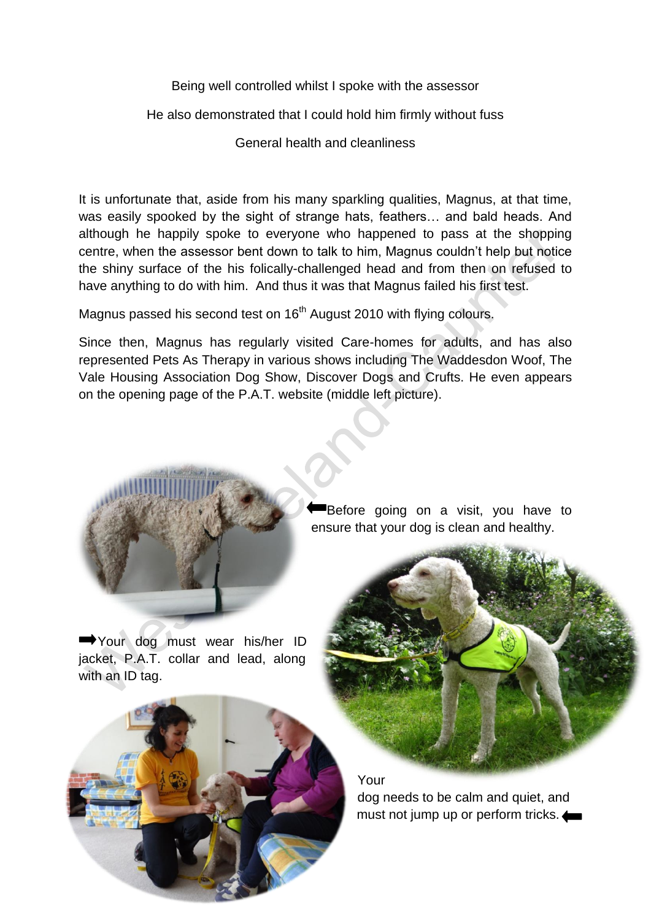Being well controlled whilst I spoke with the assessor

He also demonstrated that I could hold him firmly without fuss

General health and cleanliness

It is unfortunate that, aside from his many sparkling qualities, Magnus, at that time, was easily spooked by the sight of strange hats, feathers… and bald heads. And although he happily spoke to everyone who happened to pass at the shopping centre, when the assessor bent down to talk to him, Magnus couldn't help but notice the shiny surface of the his folically-challenged head and from then on refused to have anything to do with him. And thus it was that Magnus failed his first test.

Magnus passed his second test on 16th August 2010 with flying colours.

Since then, Magnus has regularly visited Care-homes for adults, and has also represented Pets As Therapy in various shows including The Waddesdon Woof, The Vale Housing Association Dog Show, Discover Dogs and Crufts. He even appears on the opening page of the P.A.T. website (middle left picture).

⬅Before going on a visit, you have to ensure that your dog is clean and healthy.

➡Your dog must wear his/her ID jacket, P.A.T. collar and lead, along with an ID tag.

Your dog needs to be calm and quiet, and must not jump up or perform tricks. ⬅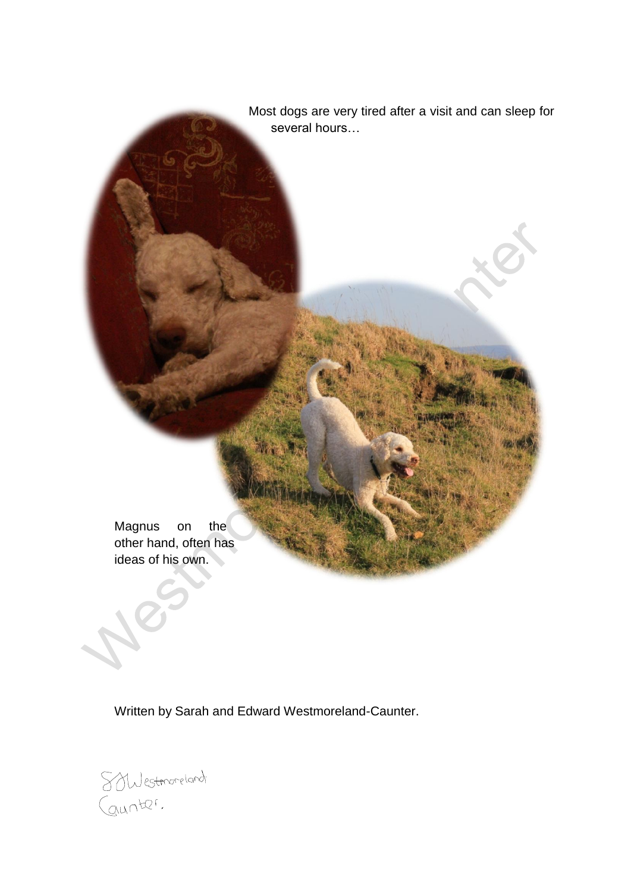Most dogs are very tired after a visit and can sleep for several hours…

Magnus on the other hand, often has ideas of his own.

Written by Sarah and Edward Westmoreland-Caunter.

SJ Westmoreland Caunter.